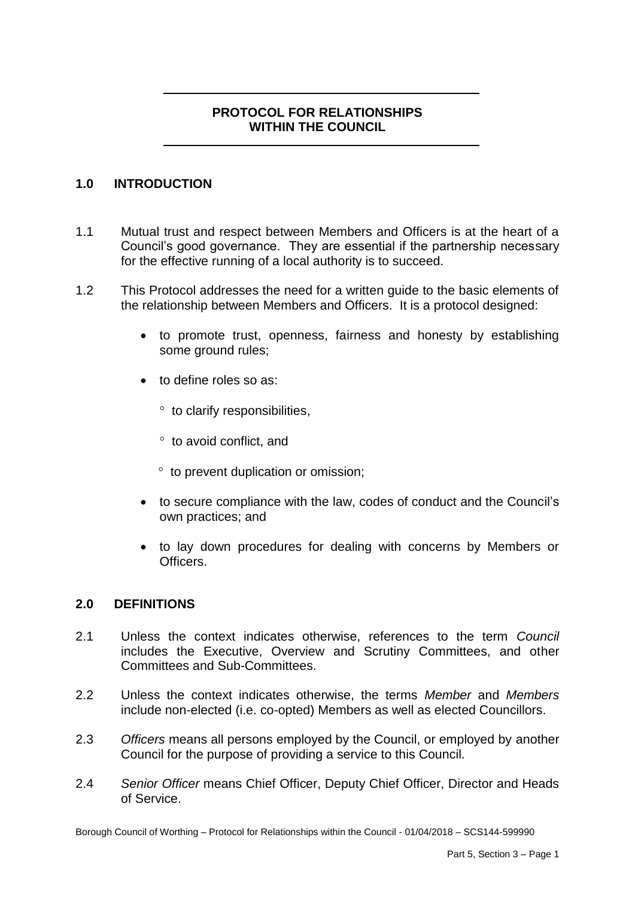# PROTOCOL FOR RELATIONSHIPS WITHIN THE COUNCIL

## 1.0 INTRODUCTION

1.1 Mutual trust and respect between Members and Officers is at the heart of a Council's good governance. They are essential if the partnership necessary for the effective running of a local authority is to succeed.

1.2 This Protocol addresses the need for a written guide to the basic elements of the relationship between Members and Officers. It is a protocol designed:

- to promote trust, openness, fairness and honesty by establishing some ground rules;
- to define roles so as:
  - to clarify responsibilities,
  - to avoid conflict, and
  - to prevent duplication or omission;
- to secure compliance with the law, codes of conduct and the Council's own practices; and
- to lay down procedures for dealing with concerns by Members or Officers.

## 2.0 DEFINITIONS

2.1 Unless the context indicates otherwise, references to the term *Council* includes the Executive, Overview and Scrutiny Committees, and other Committees and Sub-Committees.

2.2 Unless the context indicates otherwise, the terms *Member* and *Members* include non-elected (i.e. co-opted) Members as well as elected Councillors.

2.3 *Officers* means all persons employed by the Council, or employed by another Council for the purpose of providing a service to this Council.

2.4 *Senior Officer* means Chief Officer, Deputy Chief Officer, Director and Heads of Service.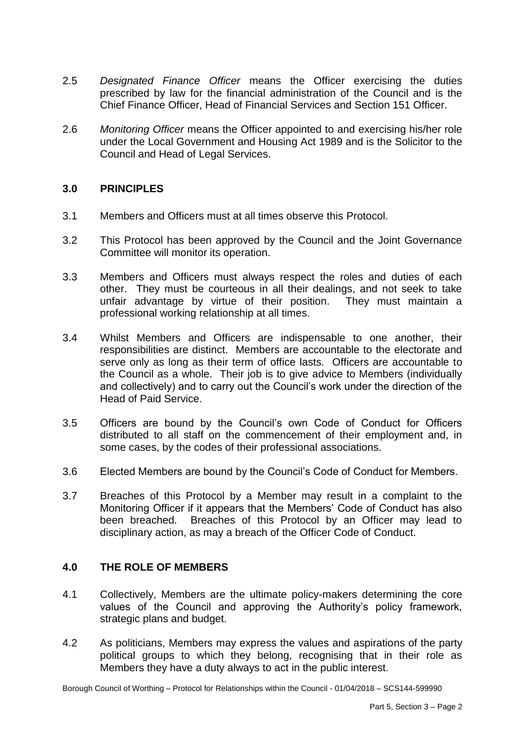2.5 *Designated Finance Officer* means the Officer exercising the duties prescribed by law for the financial administration of the Council and is the Chief Finance Officer, Head of Financial Services and Section 151 Officer.

2.6 *Monitoring Officer* means the Officer appointed to and exercising his/her role under the Local Government and Housing Act 1989 and is the Solicitor to the Council and Head of Legal Services.

## 3.0 PRINCIPLES

3.1 Members and Officers must at all times observe this Protocol.

3.2 This Protocol has been approved by the Council and the Joint Governance Committee will monitor its operation.

3.3 Members and Officers must always respect the roles and duties of each other. They must be courteous in all their dealings, and not seek to take unfair advantage by virtue of their position. They must maintain a professional working relationship at all times.

3.4 Whilst Members and Officers are indispensable to one another, their responsibilities are distinct. Members are accountable to the electorate and serve only as long as their term of office lasts. Officers are accountable to the Council as a whole. Their job is to give advice to Members (individually and collectively) and to carry out the Council's work under the direction of the Head of Paid Service.

3.5 Officers are bound by the Council's own Code of Conduct for Officers distributed to all staff on the commencement of their employment and, in some cases, by the codes of their professional associations.

3.6 Elected Members are bound by the Council's Code of Conduct for Members.

3.7 Breaches of this Protocol by a Member may result in a complaint to the Monitoring Officer if it appears that the Members' Code of Conduct has also been breached. Breaches of this Protocol by an Officer may lead to disciplinary action, as may a breach of the Officer Code of Conduct.

## 4.0 THE ROLE OF MEMBERS

4.1 Collectively, Members are the ultimate policy-makers determining the core values of the Council and approving the Authority's policy framework, strategic plans and budget.

4.2 As politicians, Members may express the values and aspirations of the party political groups to which they belong, recognising that in their role as Members they have a duty always to act in the public interest.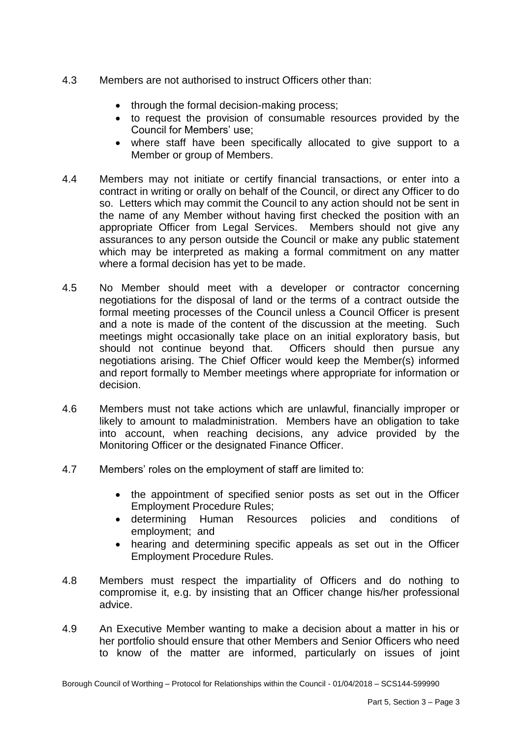4.3 Members are not authorised to instruct Officers other than:

- through the formal decision-making process;
- to request the provision of consumable resources provided by the Council for Members' use;
- where staff have been specifically allocated to give support to a Member or group of Members.

4.4 Members may not initiate or certify financial transactions, or enter into a contract in writing or orally on behalf of the Council, or direct any Officer to do so. Letters which may commit the Council to any action should not be sent in the name of any Member without having first checked the position with an appropriate Officer from Legal Services. Members should not give any assurances to any person outside the Council or make any public statement which may be interpreted as making a formal commitment on any matter where a formal decision has yet to be made.

4.5 No Member should meet with a developer or contractor concerning negotiations for the disposal of land or the terms of a contract outside the formal meeting processes of the Council unless a Council Officer is present and a note is made of the content of the discussion at the meeting. Such meetings might occasionally take place on an initial exploratory basis, but should not continue beyond that. Officers should then pursue any negotiations arising. The Chief Officer would keep the Member(s) informed and report formally to Member meetings where appropriate for information or decision.

4.6 Members must not take actions which are unlawful, financially improper or likely to amount to maladministration. Members have an obligation to take into account, when reaching decisions, any advice provided by the Monitoring Officer or the designated Finance Officer.

4.7 Members' roles on the employment of staff are limited to:

- the appointment of specified senior posts as set out in the Officer Employment Procedure Rules;
- determining Human Resources policies and conditions of employment; and
- hearing and determining specific appeals as set out in the Officer Employment Procedure Rules.

4.8 Members must respect the impartiality of Officers and do nothing to compromise it, e.g. by insisting that an Officer change his/her professional advice.

4.9 An Executive Member wanting to make a decision about a matter in his or her portfolio should ensure that other Members and Senior Officers who need to know of the matter are informed, particularly on issues of joint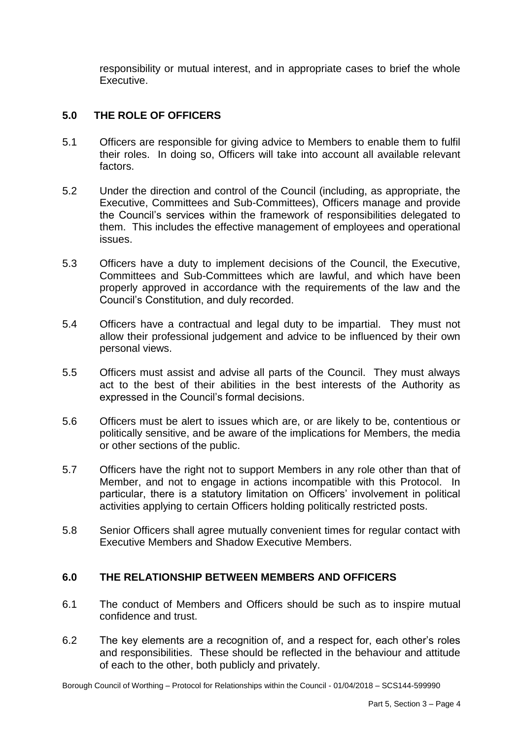responsibility or mutual interest, and in appropriate cases to brief the whole Executive.

## 5.0 THE ROLE OF OFFICERS

5.1 Officers are responsible for giving advice to Members to enable them to fulfil their roles. In doing so, Officers will take into account all available relevant factors.

5.2 Under the direction and control of the Council (including, as appropriate, the Executive, Committees and Sub-Committees), Officers manage and provide the Council's services within the framework of responsibilities delegated to them. This includes the effective management of employees and operational issues.

5.3 Officers have a duty to implement decisions of the Council, the Executive, Committees and Sub-Committees which are lawful, and which have been properly approved in accordance with the requirements of the law and the Council's Constitution, and duly recorded.

5.4 Officers have a contractual and legal duty to be impartial. They must not allow their professional judgement and advice to be influenced by their own personal views.

5.5 Officers must assist and advise all parts of the Council. They must always act to the best of their abilities in the best interests of the Authority as expressed in the Council's formal decisions.

5.6 Officers must be alert to issues which are, or are likely to be, contentious or politically sensitive, and be aware of the implications for Members, the media or other sections of the public.

5.7 Officers have the right not to support Members in any role other than that of Member, and not to engage in actions incompatible with this Protocol. In particular, there is a statutory limitation on Officers' involvement in political activities applying to certain Officers holding politically restricted posts.

5.8 Senior Officers shall agree mutually convenient times for regular contact with Executive Members and Shadow Executive Members.

## 6.0 THE RELATIONSHIP BETWEEN MEMBERS AND OFFICERS

6.1 The conduct of Members and Officers should be such as to inspire mutual confidence and trust.

6.2 The key elements are a recognition of, and a respect for, each other's roles and responsibilities. These should be reflected in the behaviour and attitude of each to the other, both publicly and privately.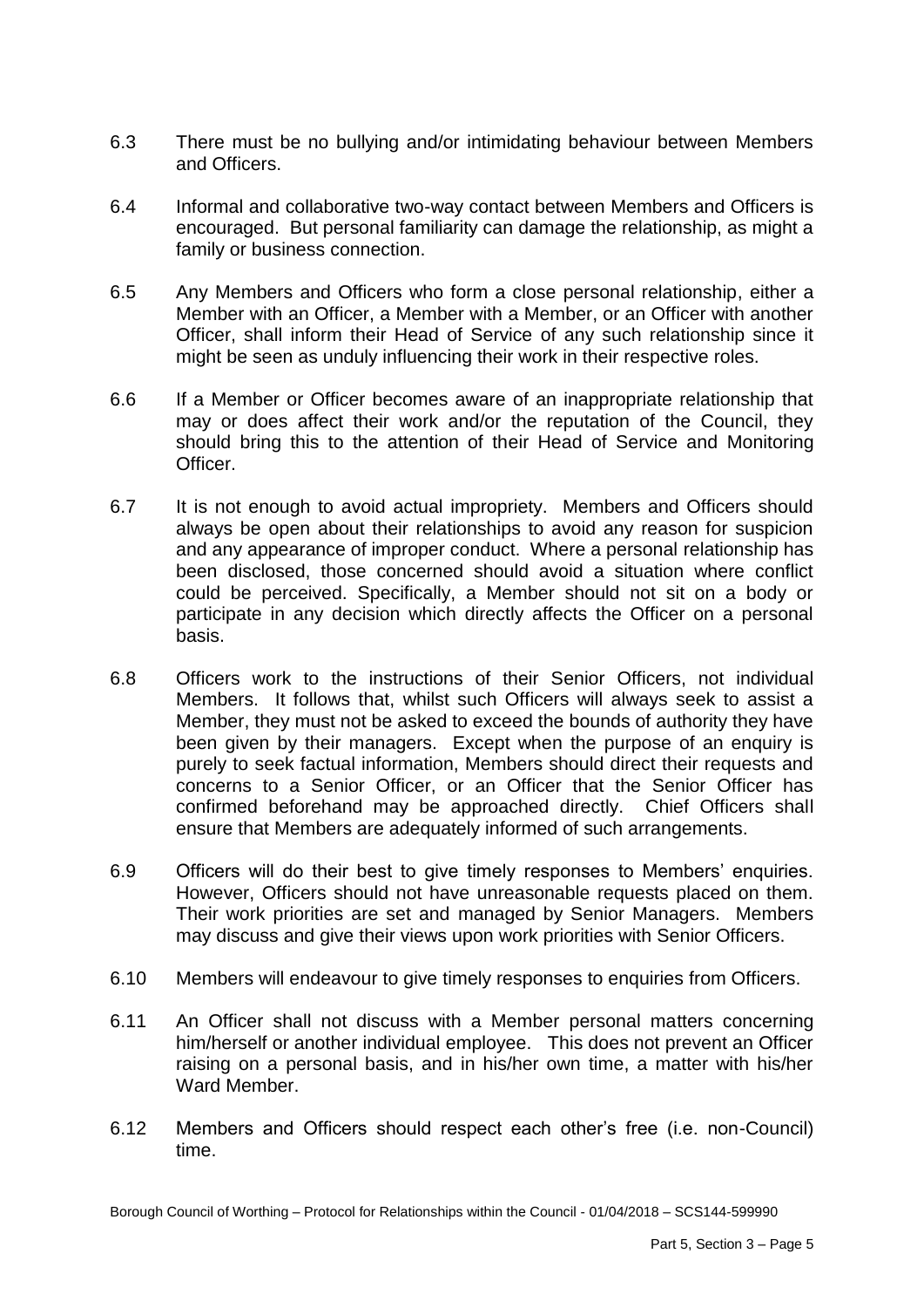6.3 There must be no bullying and/or intimidating behaviour between Members and Officers.

6.4 Informal and collaborative two-way contact between Members and Officers is encouraged. But personal familiarity can damage the relationship, as might a family or business connection.

6.5 Any Members and Officers who form a close personal relationship, either a Member with an Officer, a Member with a Member, or an Officer with another Officer, shall inform their Head of Service of any such relationship since it might be seen as unduly influencing their work in their respective roles.

6.6 If a Member or Officer becomes aware of an inappropriate relationship that may or does affect their work and/or the reputation of the Council, they should bring this to the attention of their Head of Service and Monitoring Officer.

6.7 It is not enough to avoid actual impropriety. Members and Officers should always be open about their relationships to avoid any reason for suspicion and any appearance of improper conduct. Where a personal relationship has been disclosed, those concerned should avoid a situation where conflict could be perceived. Specifically, a Member should not sit on a body or participate in any decision which directly affects the Officer on a personal basis.

6.8 Officers work to the instructions of their Senior Officers, not individual Members. It follows that, whilst such Officers will always seek to assist a Member, they must not be asked to exceed the bounds of authority they have been given by their managers. Except when the purpose of an enquiry is purely to seek factual information, Members should direct their requests and concerns to a Senior Officer, or an Officer that the Senior Officer has confirmed beforehand may be approached directly. Chief Officers shall ensure that Members are adequately informed of such arrangements.

6.9 Officers will do their best to give timely responses to Members' enquiries. However, Officers should not have unreasonable requests placed on them. Their work priorities are set and managed by Senior Managers. Members may discuss and give their views upon work priorities with Senior Officers.

6.10 Members will endeavour to give timely responses to enquiries from Officers.

6.11 An Officer shall not discuss with a Member personal matters concerning him/herself or another individual employee. This does not prevent an Officer raising on a personal basis, and in his/her own time, a matter with his/her Ward Member.

6.12 Members and Officers should respect each other's free (i.e. non-Council) time.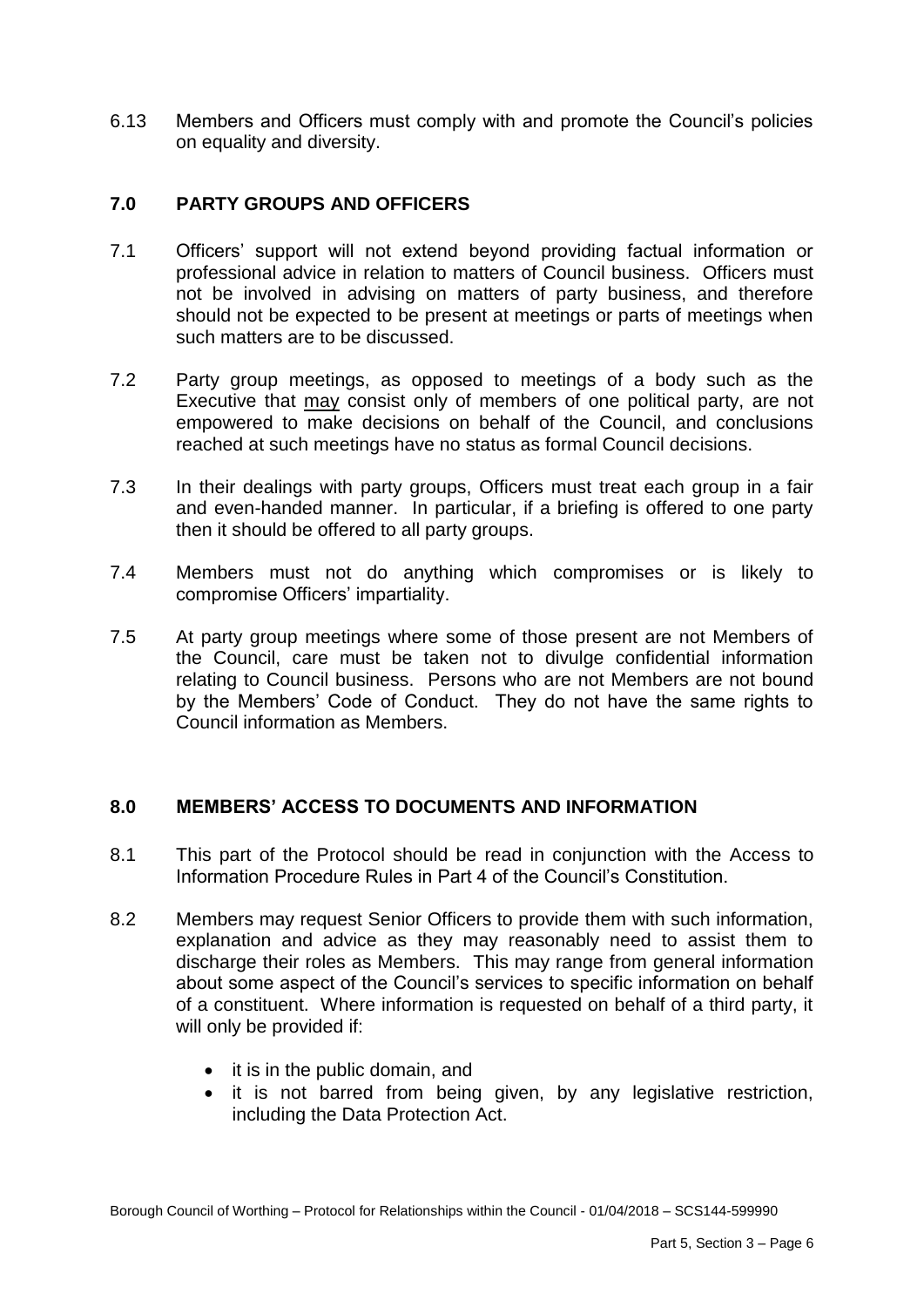6.13 Members and Officers must comply with and promote the Council's policies on equality and diversity.

## 7.0 PARTY GROUPS AND OFFICERS

7.1 Officers' support will not extend beyond providing factual information or professional advice in relation to matters of Council business. Officers must not be involved in advising on matters of party business, and therefore should not be expected to be present at meetings or parts of meetings when such matters are to be discussed.

7.2 Party group meetings, as opposed to meetings of a body such as the Executive that may consist only of members of one political party, are not empowered to make decisions on behalf of the Council, and conclusions reached at such meetings have no status as formal Council decisions.

7.3 In their dealings with party groups, Officers must treat each group in a fair and even-handed manner. In particular, if a briefing is offered to one party then it should be offered to all party groups.

7.4 Members must not do anything which compromises or is likely to compromise Officers' impartiality.

7.5 At party group meetings where some of those present are not Members of the Council, care must be taken not to divulge confidential information relating to Council business. Persons who are not Members are not bound by the Members' Code of Conduct. They do not have the same rights to Council information as Members.

## 8.0 MEMBERS' ACCESS TO DOCUMENTS AND INFORMATION

8.1 This part of the Protocol should be read in conjunction with the Access to Information Procedure Rules in Part 4 of the Council's Constitution.

8.2 Members may request Senior Officers to provide them with such information, explanation and advice as they may reasonably need to assist them to discharge their roles as Members. This may range from general information about some aspect of the Council's services to specific information on behalf of a constituent. Where information is requested on behalf of a third party, it will only be provided if:

- it is in the public domain, and
- it is not barred from being given, by any legislative restriction, including the Data Protection Act.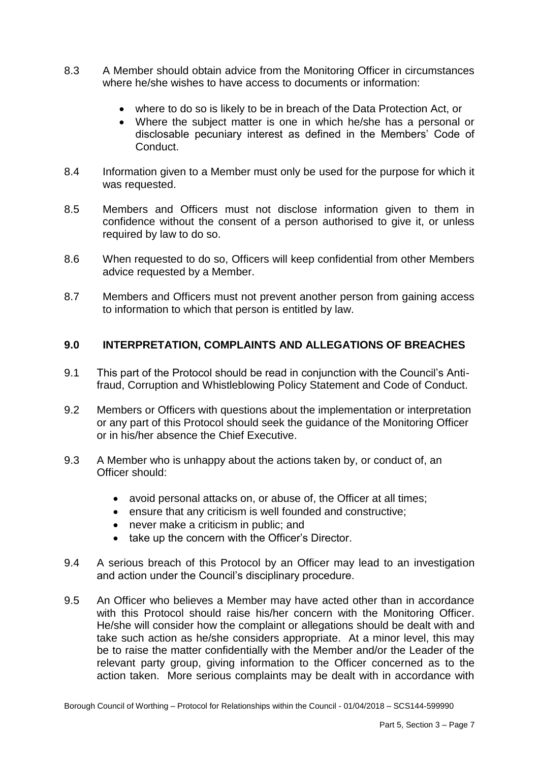8.3 A Member should obtain advice from the Monitoring Officer in circumstances where he/she wishes to have access to documents or information:

- where to do so is likely to be in breach of the Data Protection Act, or
- Where the subject matter is one in which he/she has a personal or disclosable pecuniary interest as defined in the Members' Code of Conduct.

8.4 Information given to a Member must only be used for the purpose for which it was requested.

8.5 Members and Officers must not disclose information given to them in confidence without the consent of a person authorised to give it, or unless required by law to do so.

8.6 When requested to do so, Officers will keep confidential from other Members advice requested by a Member.

8.7 Members and Officers must not prevent another person from gaining access to information to which that person is entitled by law.

## 9.0 INTERPRETATION, COMPLAINTS AND ALLEGATIONS OF BREACHES

9.1 This part of the Protocol should be read in conjunction with the Council's Anti-fraud, Corruption and Whistleblowing Policy Statement and Code of Conduct.

9.2 Members or Officers with questions about the implementation or interpretation or any part of this Protocol should seek the guidance of the Monitoring Officer or in his/her absence the Chief Executive.

9.3 A Member who is unhappy about the actions taken by, or conduct of, an Officer should:

- avoid personal attacks on, or abuse of, the Officer at all times;
- ensure that any criticism is well founded and constructive;
- never make a criticism in public; and
- take up the concern with the Officer's Director.

9.4 A serious breach of this Protocol by an Officer may lead to an investigation and action under the Council's disciplinary procedure.

9.5 An Officer who believes a Member may have acted other than in accordance with this Protocol should raise his/her concern with the Monitoring Officer. He/she will consider how the complaint or allegations should be dealt with and take such action as he/she considers appropriate. At a minor level, this may be to raise the matter confidentially with the Member and/or the Leader of the relevant party group, giving information to the Officer concerned as to the action taken. More serious complaints may be dealt with in accordance with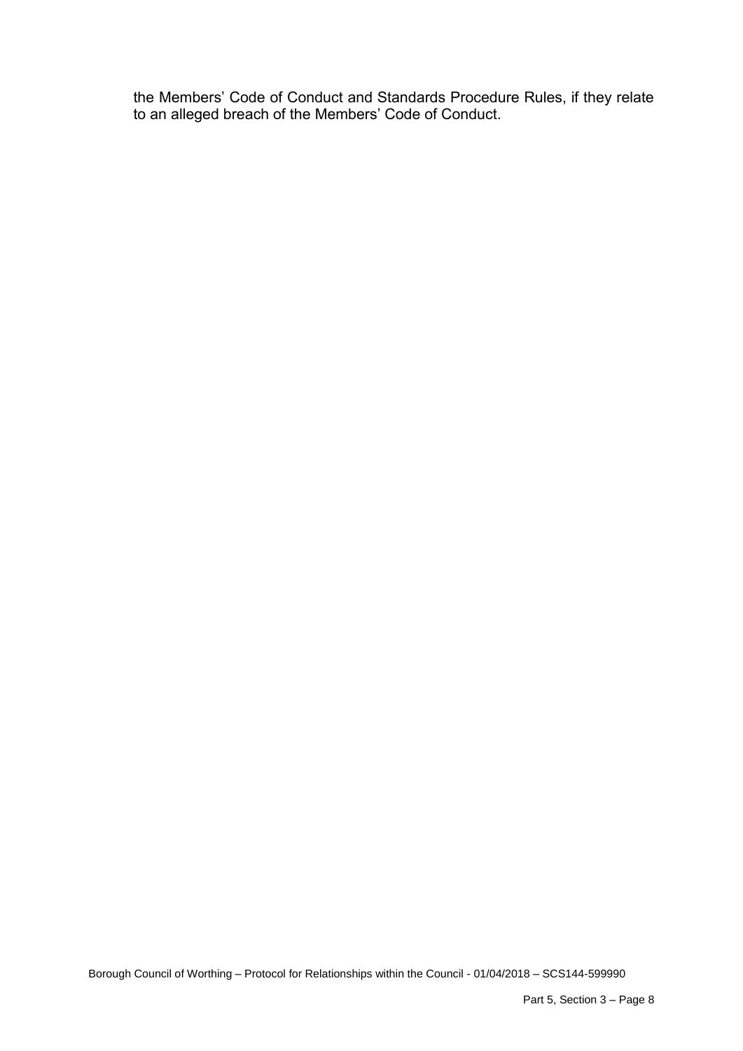the Members' Code of Conduct and Standards Procedure Rules, if they relate to an alleged breach of the Members' Code of Conduct.